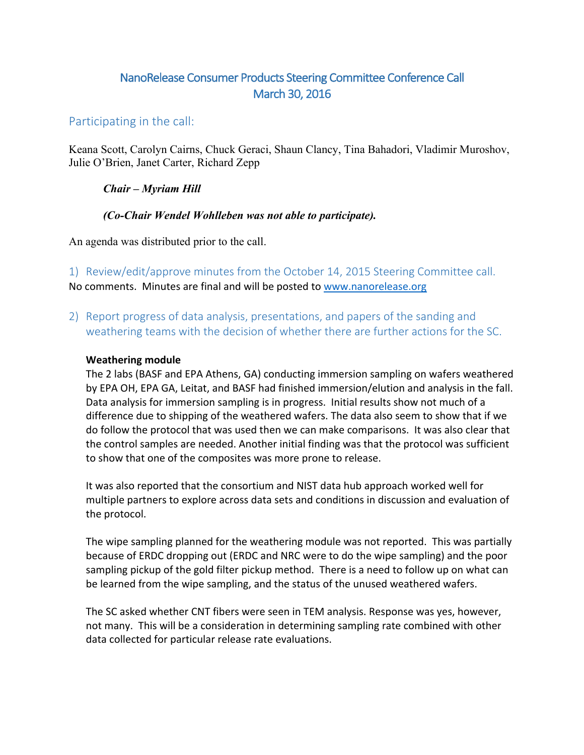# NanoRelease Consumer Products Steering Committee Conference Call
# March 30, 2016

## Participating in the call:

Keana Scott, Carolyn Cairns, Chuck Geraci, Shaun Clancy, Tina Bahadori, Vladimir Muroshov, Julie O'Brien, Janet Carter, Richard Zepp

***Chair – Myriam Hill***

***(Co-Chair Wendel Wohlleben was not able to participate).***

An agenda was distributed prior to the call.

## 1) Review/edit/approve minutes from the October 14, 2015 Steering Committee call.

No comments. Minutes are final and will be posted to www.nanorelease.org

## 2) Report progress of data analysis, presentations, and papers of the sanding and weathering teams with the decision of whether there are further actions for the SC.

**Weathering module**

The 2 labs (BASF and EPA Athens, GA) conducting immersion sampling on wafers weathered by EPA OH, EPA GA, Leitat, and BASF had finished immersion/elution and analysis in the fall. Data analysis for immersion sampling is in progress. Initial results show not much of a difference due to shipping of the weathered wafers. The data also seem to show that if we do follow the protocol that was used then we can make comparisons. It was also clear that the control samples are needed. Another initial finding was that the protocol was sufficient to show that one of the composites was more prone to release.

It was also reported that the consortium and NIST data hub approach worked well for multiple partners to explore across data sets and conditions in discussion and evaluation of the protocol.

The wipe sampling planned for the weathering module was not reported. This was partially because of ERDC dropping out (ERDC and NRC were to do the wipe sampling) and the poor sampling pickup of the gold filter pickup method. There is a need to follow up on what can be learned from the wipe sampling, and the status of the unused weathered wafers.

The SC asked whether CNT fibers were seen in TEM analysis. Response was yes, however, not many. This will be a consideration in determining sampling rate combined with other data collected for particular release rate evaluations.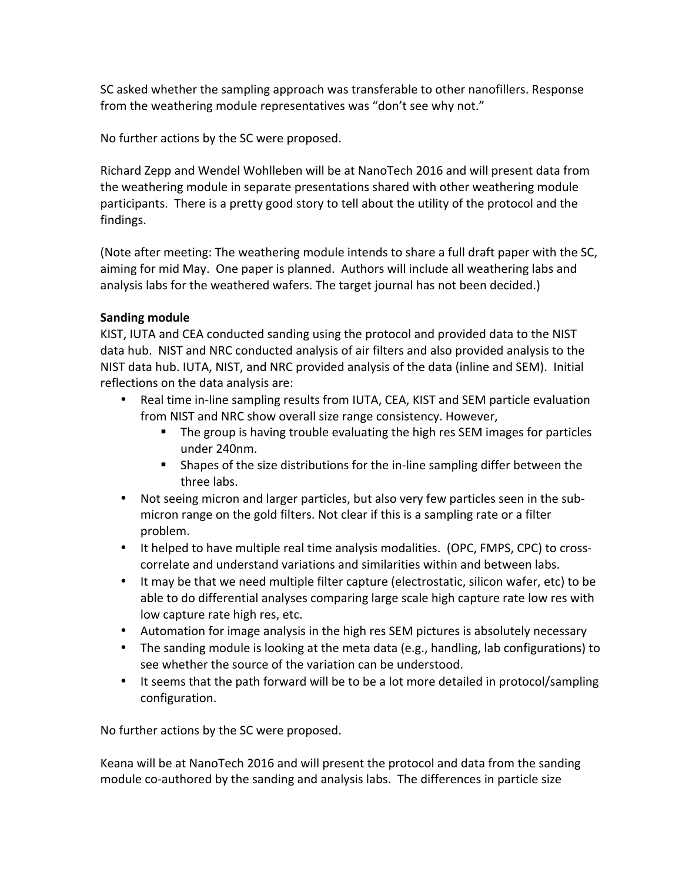SC asked whether the sampling approach was transferable to other nanofillers. Response from the weathering module representatives was "don't see why not."

No further actions by the SC were proposed.

Richard Zepp and Wendel Wohlleben will be at NanoTech 2016 and will present data from the weathering module in separate presentations shared with other weathering module participants. There is a pretty good story to tell about the utility of the protocol and the findings.

(Note after meeting: The weathering module intends to share a full draft paper with the SC, aiming for mid May. One paper is planned. Authors will include all weathering labs and analysis labs for the weathered wafers. The target journal has not been decided.)

**Sanding module**

KIST, IUTA and CEA conducted sanding using the protocol and provided data to the NIST data hub. NIST and NRC conducted analysis of air filters and also provided analysis to the NIST data hub. IUTA, NIST, and NRC provided analysis of the data (inline and SEM). Initial reflections on the data analysis are:

- Real time in-line sampling results from IUTA, CEA, KIST and SEM particle evaluation from NIST and NRC show overall size range consistency. However,
    - The group is having trouble evaluating the high res SEM images for particles under 240nm.
    - Shapes of the size distributions for the in-line sampling differ between the three labs.
- Not seeing micron and larger particles, but also very few particles seen in the sub-micron range on the gold filters. Not clear if this is a sampling rate or a filter problem.
- It helped to have multiple real time analysis modalities. (OPC, FMPS, CPC) to cross-correlate and understand variations and similarities within and between labs.
- It may be that we need multiple filter capture (electrostatic, silicon wafer, etc) to be able to do differential analyses comparing large scale high capture rate low res with low capture rate high res, etc.
- Automation for image analysis in the high res SEM pictures is absolutely necessary
- The sanding module is looking at the meta data (e.g., handling, lab configurations) to see whether the source of the variation can be understood.
- It seems that the path forward will be to be a lot more detailed in protocol/sampling configuration.

No further actions by the SC were proposed.

Keana will be at NanoTech 2016 and will present the protocol and data from the sanding module co-authored by the sanding and analysis labs. The differences in particle size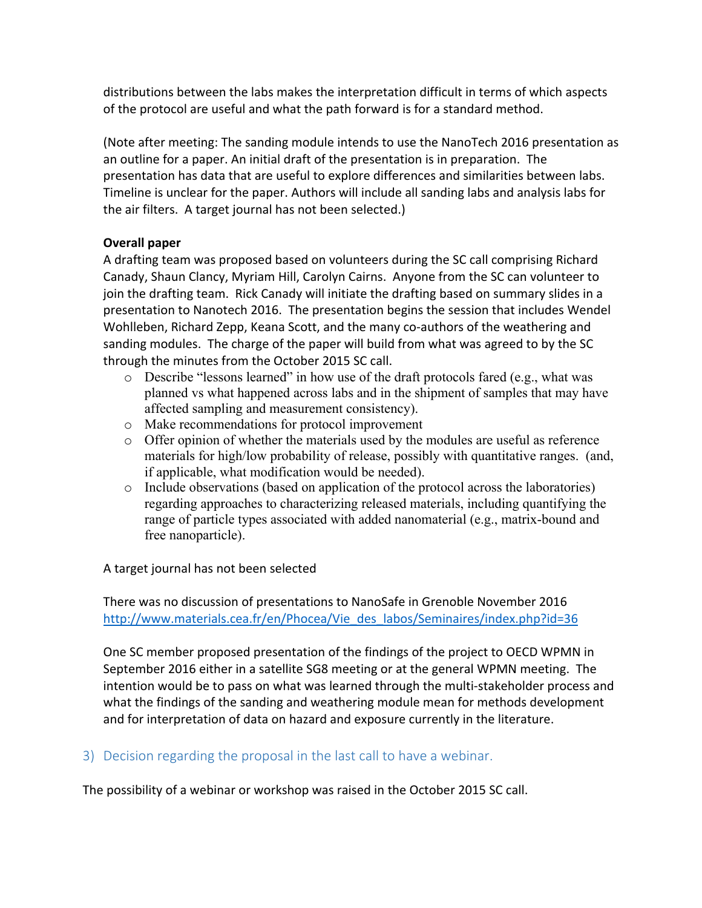distributions between the labs makes the interpretation difficult in terms of which aspects of the protocol are useful and what the path forward is for a standard method.

(Note after meeting: The sanding module intends to use the NanoTech 2016 presentation as an outline for a paper. An initial draft of the presentation is in preparation. The presentation has data that are useful to explore differences and similarities between labs. Timeline is unclear for the paper. Authors will include all sanding labs and analysis labs for the air filters. A target journal has not been selected.)

**Overall paper**

A drafting team was proposed based on volunteers during the SC call comprising Richard Canady, Shaun Clancy, Myriam Hill, Carolyn Cairns. Anyone from the SC can volunteer to join the drafting team. Rick Canady will initiate the drafting based on summary slides in a presentation to Nanotech 2016. The presentation begins the session that includes Wendel Wohlleben, Richard Zepp, Keana Scott, and the many co-authors of the weathering and sanding modules. The charge of the paper will build from what was agreed to by the SC through the minutes from the October 2015 SC call.

- Describe "lessons learned" in how use of the draft protocols fared (e.g., what was planned vs what happened across labs and in the shipment of samples that may have affected sampling and measurement consistency).
- Make recommendations for protocol improvement
- Offer opinion of whether the materials used by the modules are useful as reference materials for high/low probability of release, possibly with quantitative ranges. (and, if applicable, what modification would be needed).
- Include observations (based on application of the protocol across the laboratories) regarding approaches to characterizing released materials, including quantifying the range of particle types associated with added nanomaterial (e.g., matrix-bound and free nanoparticle).

A target journal has not been selected

There was no discussion of presentations to NanoSafe in Grenoble November 2016 http://www.materials.cea.fr/en/Phocea/Vie_des_labos/Seminaires/index.php?id=36

One SC member proposed presentation of the findings of the project to OECD WPMN in September 2016 either in a satellite SG8 meeting or at the general WPMN meeting. The intention would be to pass on what was learned through the multi-stakeholder process and what the findings of the sanding and weathering module mean for methods development and for interpretation of data on hazard and exposure currently in the literature.

## 3) Decision regarding the proposal in the last call to have a webinar.

The possibility of a webinar or workshop was raised in the October 2015 SC call.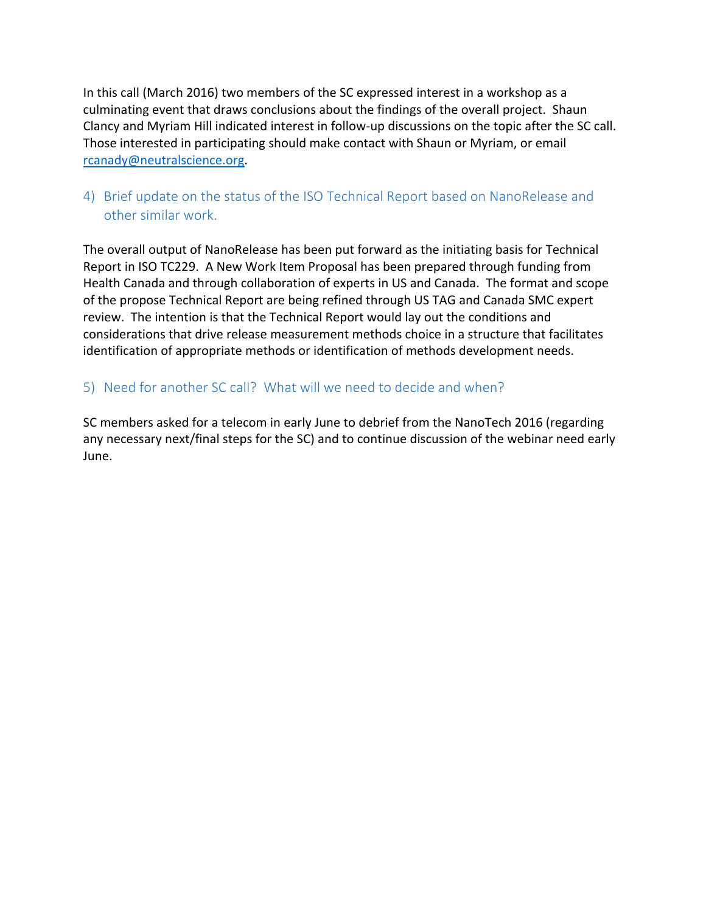In this call (March 2016) two members of the SC expressed interest in a workshop as a culminating event that draws conclusions about the findings of the overall project. Shaun Clancy and Myriam Hill indicated interest in follow-up discussions on the topic after the SC call. Those interested in participating should make contact with Shaun or Myriam, or email rcanady@neutralscience.org.

## 4) Brief update on the status of the ISO Technical Report based on NanoRelease and other similar work.

The overall output of NanoRelease has been put forward as the initiating basis for Technical Report in ISO TC229. A New Work Item Proposal has been prepared through funding from Health Canada and through collaboration of experts in US and Canada. The format and scope of the propose Technical Report are being refined through US TAG and Canada SMC expert review. The intention is that the Technical Report would lay out the conditions and considerations that drive release measurement methods choice in a structure that facilitates identification of appropriate methods or identification of methods development needs.

## 5) Need for another SC call? What will we need to decide and when?

SC members asked for a telecom in early June to debrief from the NanoTech 2016 (regarding any necessary next/final steps for the SC) and to continue discussion of the webinar need early June.